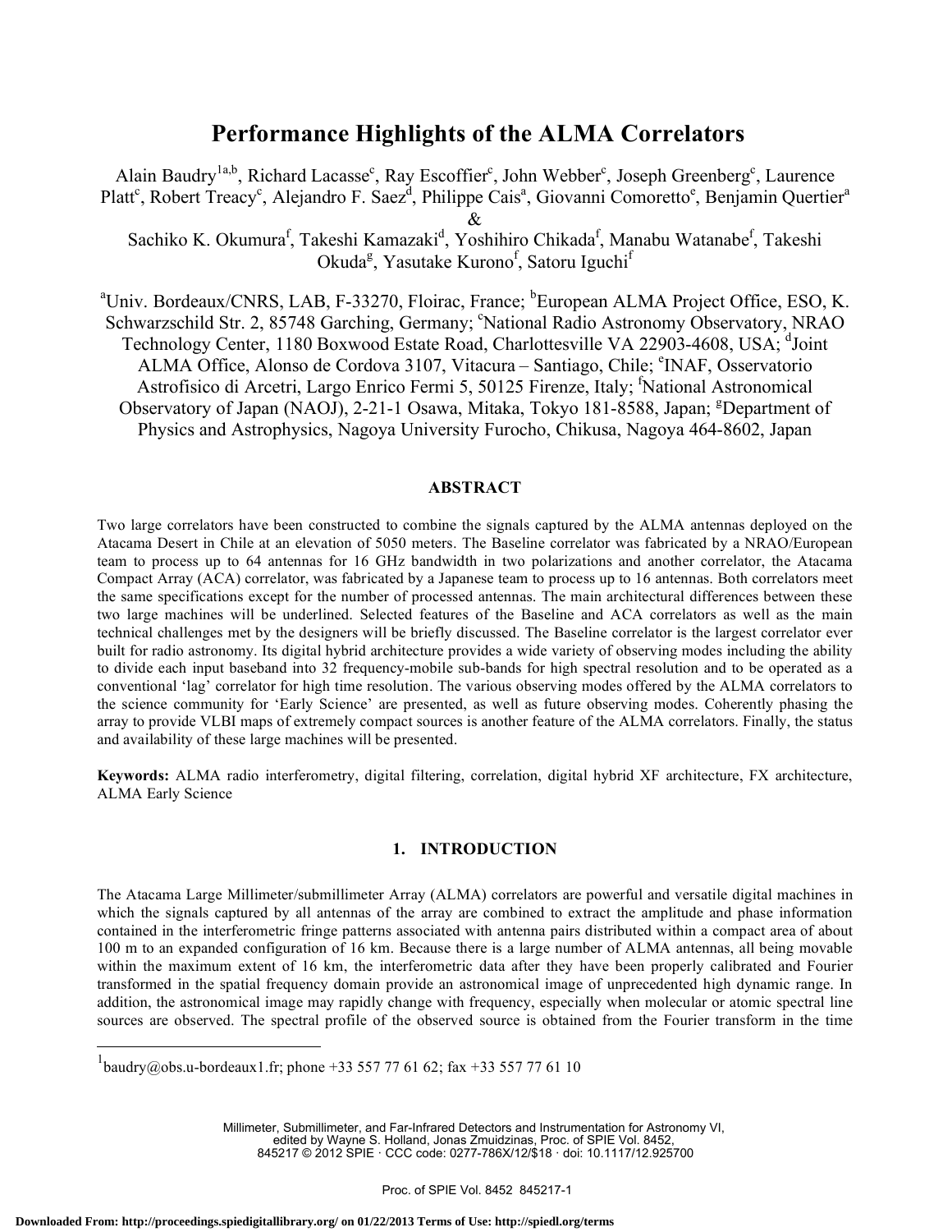# Performance Highlights of the ALMA Correlators

Alain Baudry[1a,b], Richard Lacasse[c], Ray Escoffier[c], John Webber[c], Joseph Greenberg[c], Laurence Platt[c], Robert Treacy[c], Alejandro F. Saez[d], Philippe Cais[a], Giovanni Comoretto[e], Benjamin Quertier[a] & Sachiko K. Okumura[f], Takeshi Kamazaki[d], Yoshihiro Chikada[f], Manabu Watanabe[f], Takeshi Okuda[g], Yasutake Kurono[f], Satoru Iguchi[f]

[a]Univ. Bordeaux/CNRS, LAB, F-33270, Floirac, France; [b]European ALMA Project Office, ESO, K. Schwarzschild Str. 2, 85748 Garching, Germany; [c]National Radio Astronomy Observatory, NRAO Technology Center, 1180 Boxwood Estate Road, Charlottesville VA 22903-4608, USA; [d]Joint ALMA Office, Alonso de Cordova 3107, Vitacura – Santiago, Chile; [e]INAF, Osservatorio Astrofisico di Arcetri, Largo Enrico Fermi 5, 50125 Firenze, Italy; [f]National Astronomical Observatory of Japan (NAOJ), 2-21-1 Osawa, Mitaka, Tokyo 181-8588, Japan; [g]Department of Physics and Astrophysics, Nagoya University Furocho, Chikusa, Nagoya 464-8602, Japan

## ABSTRACT

Two large correlators have been constructed to combine the signals captured by the ALMA antennas deployed on the Atacama Desert in Chile at an elevation of 5050 meters. The Baseline correlator was fabricated by a NRAO/European team to process up to 64 antennas for 16 GHz bandwidth in two polarizations and another correlator, the Atacama Compact Array (ACA) correlator, was fabricated by a Japanese team to process up to 16 antennas. Both correlators meet the same specifications except for the number of processed antennas. The main architectural differences between these two large machines will be underlined. Selected features of the Baseline and ACA correlators as well as the main technical challenges met by the designers will be briefly discussed. The Baseline correlator is the largest correlator ever built for radio astronomy. Its digital hybrid architecture provides a wide variety of observing modes including the ability to divide each input baseband into 32 frequency-mobile sub-bands for high spectral resolution and to be operated as a conventional 'lag' correlator for high time resolution. The various observing modes offered by the ALMA correlators to the science community for 'Early Science' are presented, as well as future observing modes. Coherently phasing the array to provide VLBI maps of extremely compact sources is another feature of the ALMA correlators. Finally, the status and availability of these large machines will be presented.

**Keywords:** ALMA radio interferometry, digital filtering, correlation, digital hybrid XF architecture, FX architecture, ALMA Early Science

## 1. INTRODUCTION

The Atacama Large Millimeter/submillimeter Array (ALMA) correlators are powerful and versatile digital machines in which the signals captured by all antennas of the array are combined to extract the amplitude and phase information contained in the interferometric fringe patterns associated with antenna pairs distributed within a compact area of about 100 m to an expanded configuration of 16 km. Because there is a large number of ALMA antennas, all being movable within the maximum extent of 16 km, the interferometric data after they have been properly calibrated and Fourier transformed in the spatial frequency domain provide an astronomical image of unprecedented high dynamic range. In addition, the astronomical image may rapidly change with frequency, especially when molecular or atomic spectral line sources are observed. The spectral profile of the observed source is obtained from the Fourier transform in the time

[1]baudry@obs.u-bordeaux1.fr; phone +33 557 77 61 62; fax +33 557 77 61 10

Millimeter, Submillimeter, and Far-Infrared Detectors and Instrumentation for Astronomy VI, edited by Wayne S. Holland, Jonas Zmuidzinas, Proc. of SPIE Vol. 8452, 845217 © 2012 SPIE · CCC code: 0277-786X/12/$18 · doi: 10.1117/12.925700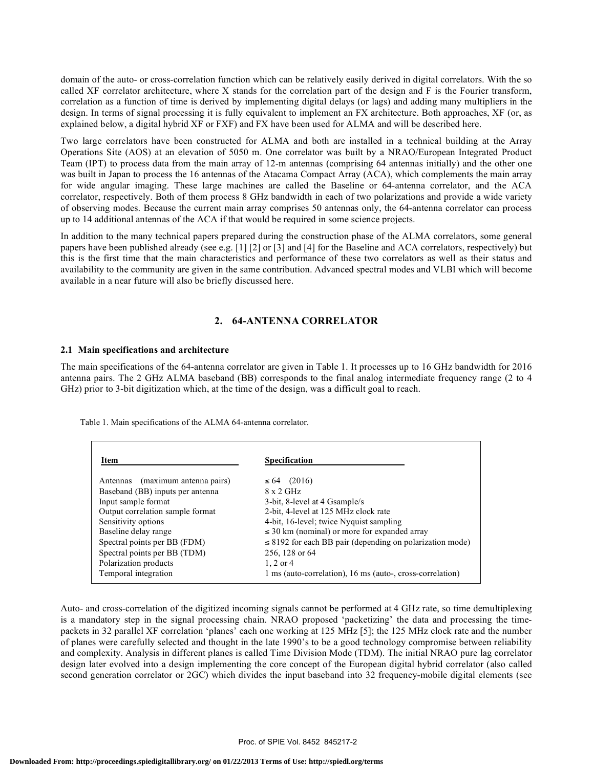domain of the auto- or cross-correlation function which can be relatively easily derived in digital correlators. With the so called XF correlator architecture, where X stands for the correlation part of the design and F is the Fourier transform, correlation as a function of time is derived by implementing digital delays (or lags) and adding many multipliers in the design. In terms of signal processing it is fully equivalent to implement an FX architecture. Both approaches, XF (or, as explained below, a digital hybrid XF or FXF) and FX have been used for ALMA and will be described here.

Two large correlators have been constructed for ALMA and both are installed in a technical building at the Array Operations Site (AOS) at an elevation of 5050 m. One correlator was built by a NRAO/European Integrated Product Team (IPT) to process data from the main array of 12-m antennas (comprising 64 antennas initially) and the other one was built in Japan to process the 16 antennas of the Atacama Compact Array (ACA), which complements the main array for wide angular imaging. These large machines are called the Baseline or 64-antenna correlator, and the ACA correlator, respectively. Both of them process 8 GHz bandwidth in each of two polarizations and provide a wide variety of observing modes. Because the current main array comprises 50 antennas only, the 64-antenna correlator can process up to 14 additional antennas of the ACA if that would be required in some science projects.

In addition to the many technical papers prepared during the construction phase of the ALMA correlators, some general papers have been published already (see e.g. [1] [2] or [3] and [4] for the Baseline and ACA correlators, respectively) but this is the first time that the main characteristics and performance of these two correlators as well as their status and availability to the community are given in the same contribution. Advanced spectral modes and VLBI which will become available in a near future will also be briefly discussed here.

## 2. 64-ANTENNA CORRELATOR

### 2.1 Main specifications and architecture

The main specifications of the 64-antenna correlator are given in Table 1. It processes up to 16 GHz bandwidth for 2016 antenna pairs. The 2 GHz ALMA baseband (BB) corresponds to the final analog intermediate frequency range (2 to 4 GHz) prior to 3-bit digitization which, at the time of the design, was a difficult goal to reach.

Table 1. Main specifications of the ALMA 64-antenna correlator.

| Item | Specification |
|---|---|
| Antennas (maximum antenna pairs) | ≤ 64 (2016) |
| Baseband (BB) inputs per antenna | 8 x 2 GHz |
| Input sample format | 3-bit, 8-level at 4 Gsample/s |
| Output correlation sample format | 2-bit, 4-level at 125 MHz clock rate |
| Sensitivity options | 4-bit, 16-level; twice Nyquist sampling |
| Baseline delay range | ≤ 30 km (nominal) or more for expanded array |
| Spectral points per BB (FDM) | ≤ 8192 for each BB pair (depending on polarization mode) |
| Spectral points per BB (TDM) | 256, 128 or 64 |
| Polarization products | 1, 2 or 4 |
| Temporal integration | 1 ms (auto-correlation), 16 ms (auto-, cross-correlation) |

Auto- and cross-correlation of the digitized incoming signals cannot be performed at 4 GHz rate, so time demultiplexing is a mandatory step in the signal processing chain. NRAO proposed 'packetizing' the data and processing the time-packets in 32 parallel XF correlation 'planes' each one working at 125 MHz [5]; the 125 MHz clock rate and the number of planes were carefully selected and thought in the late 1990's to be a good technology compromise between reliability and complexity. Analysis in different planes is called Time Division Mode (TDM). The initial NRAO pure lag correlator design later evolved into a design implementing the core concept of the European digital hybrid correlator (also called second generation correlator or 2GC) which divides the input baseband into 32 frequency-mobile digital elements (see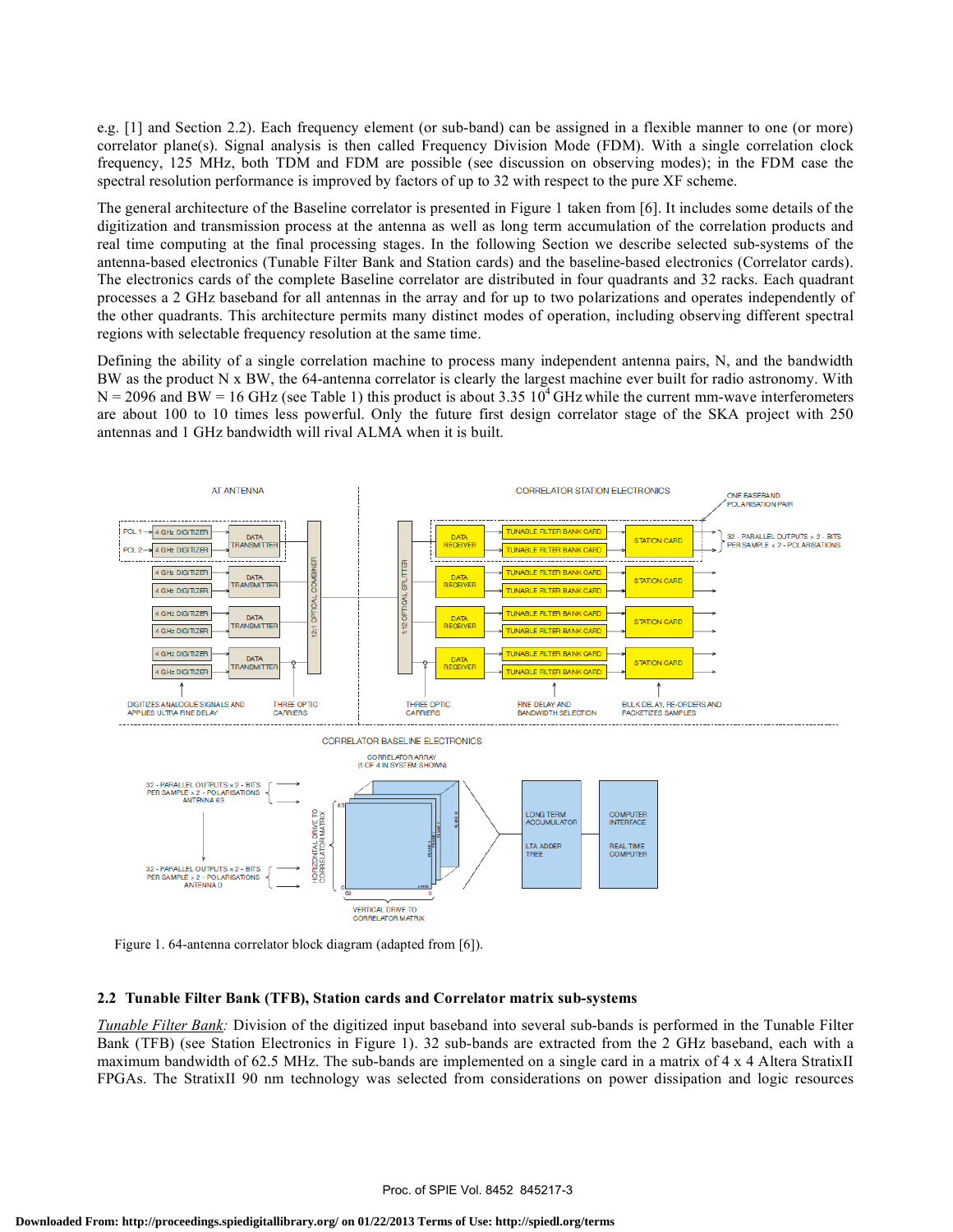e.g. [1] and Section 2.2). Each frequency element (or sub-band) can be assigned in a flexible manner to one (or more) correlator plane(s). Signal analysis is then called Frequency Division Mode (FDM). With a single correlation clock frequency, 125 MHz, both TDM and FDM are possible (see discussion on observing modes); in the FDM case the spectral resolution performance is improved by factors of up to 32 with respect to the pure XF scheme.

The general architecture of the Baseline correlator is presented in Figure 1 taken from [6]. It includes some details of the digitization and transmission process at the antenna as well as long term accumulation of the correlation products and real time computing at the final processing stages. In the following Section we describe selected sub-systems of the antenna-based electronics (Tunable Filter Bank and Station cards) and the baseline-based electronics (Correlator cards). The electronics cards of the complete Baseline correlator are distributed in four quadrants and 32 racks. Each quadrant processes a 2 GHz baseband for all antennas in the array and for up to two polarizations and operates independently of the other quadrants. This architecture permits many distinct modes of operation, including observing different spectral regions with selectable frequency resolution at the same time.

Defining the ability of a single correlation machine to process many independent antenna pairs, N, and the bandwidth BW as the product N x BW, the 64-antenna correlator is clearly the largest machine ever built for radio astronomy. With N = 2096 and BW = 16 GHz (see Table 1) this product is about 3.35 $10^4$ GHz while the current mm-wave interferometers are about 100 to 10 times less powerful. Only the future first design correlator stage of the SKA project with 250 antennas and 1 GHz bandwidth will rival ALMA when it is built.

AT ANTENNA

CORRELATOR STATION ELECTRONICS

ONE BASEBAND POLARISATION PAIR

POL 1
POL 2
4 GHz DIGITIZER
DATA TRANSMITTER
12:1 OPTICAL COMBINER
1:12 OPTICAL SPLITTER
DATA RECEIVER
TUNABLE FILTER BANK CARD
STATION CARD
32 - PARALLEL OUTPUTS x 2 - BITS PER SAMPLE x 2 - POLARISATIONS

DIGITIZES ANALOGUE SIGNALS AND APPLIES ULTRA FINE DELAY
THREE OPTIC CARRIERS
THREE OPTIC CARRIERS
FINE DELAY AND BANDWIDTH SELECTION
BULK DELAY, RE-ORDERS AND PACKETIZES SAMPLES

CORRELATOR BASELINE ELECTRONICS

CORRELATOR ARRAY (1 OF 4 IN SYSTEM SHOWN)

32 - PARALLEL OUTPUTS x 2 - BITS PER SAMPLE x 2 - POLARISATIONS ANTENNA 63

32 - PARALLEL OUTPUTS x 2 - BITS PER SAMPLE x 2 - POLARISATIONS ANTENNA 0

HORIZONTAL DRIVE TO CORRELATION MATRIX

VERTICAL DRIVE TO CORRELATOR MATRIX

63
0
63
0

LONG TERM ACCUMULATOR
LTA ADDER TREE

COMPUTER INTERFACE
REAL TIME COMPUTER

Figure 1. 64-antenna correlator block diagram (adapted from [6]).

## 2.2 Tunable Filter Bank (TFB), Station cards and Correlator matrix sub-systems

_Tunable Filter Bank:_ Division of the digitized input baseband into several sub-bands is performed in the Tunable Filter Bank (TFB) (see Station Electronics in Figure 1). 32 sub-bands are extracted from the 2 GHz baseband, each with a maximum bandwidth of 62.5 MHz. The sub-bands are implemented on a single card in a matrix of 4 x 4 Altera StratixII FPGAs. The StratixII 90 nm technology was selected from considerations on power dissipation and logic resources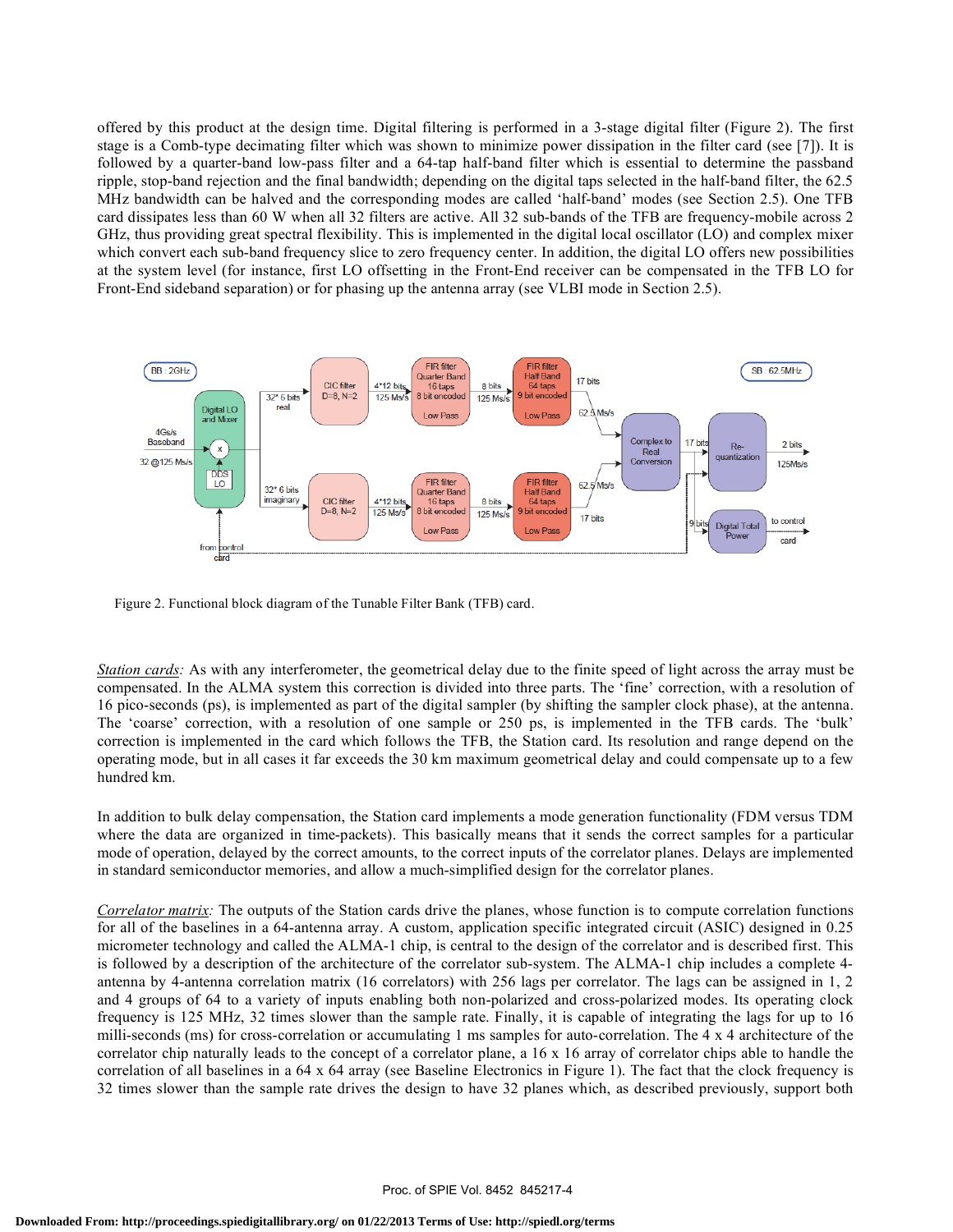offered by this product at the design time. Digital filtering is performed in a 3-stage digital filter (Figure 2). The first stage is a Comb-type decimating filter which was shown to minimize power dissipation in the filter card (see [7]). It is followed by a quarter-band low-pass filter and a 64-tap half-band filter which is essential to determine the passband ripple, stop-band rejection and the final bandwidth; depending on the digital taps selected in the half-band filter, the 62.5 MHz bandwidth can be halved and the corresponding modes are called 'half-band' modes (see Section 2.5). One TFB card dissipates less than 60 W when all 32 filters are active. All 32 sub-bands of the TFB are frequency-mobile across 2 GHz, thus providing great spectral flexibility. This is implemented in the digital local oscillator (LO) and complex mixer which convert each sub-band frequency slice to zero frequency center. In addition, the digital LO offers new possibilities at the system level (for instance, first LO offsetting in the Front-End receiver can be compensated in the TFB LO for Front-End sideband separation) or for phasing up the antenna array (see VLBI mode in Section 2.5).

BB : 2GHz
SB : 62.5MHz
4Gs/s Baseband
32 @125 Ms/s
Digital LO and Mixer
DDS LO
from control card
32* 6 bits real
32* 6 bits imaginary
CIC filter D=8, N=2
4*12 bits 125 Ms/s
FIR filter Quarter Band 16 taps 8 bit encoded Low Pass
8 bits 125 Ms/s
FIR filter Half Band 64 taps 9 bit encoded Low Pass
17 bits
62.5 Ms/s
Complex to Real Conversion
17 bits
Re-quantization
2 bits
125Ms/s
9 bits
Digital Total Power
to control card

Figure 2. Functional block diagram of the Tunable Filter Bank (TFB) card.

*Station cards:* As with any interferometer, the geometrical delay due to the finite speed of light across the array must be compensated. In the ALMA system this correction is divided into three parts. The 'fine' correction, with a resolution of 16 pico-seconds (ps), is implemented as part of the digital sampler (by shifting the sampler clock phase), at the antenna. The 'coarse' correction, with a resolution of one sample or 250 ps, is implemented in the TFB cards. The 'bulk' correction is implemented in the card which follows the TFB, the Station card. Its resolution and range depend on the operating mode, but in all cases it far exceeds the 30 km maximum geometrical delay and could compensate up to a few hundred km.

In addition to bulk delay compensation, the Station card implements a mode generation functionality (FDM versus TDM where the data are organized in time-packets). This basically means that it sends the correct samples for a particular mode of operation, delayed by the correct amounts, to the correct inputs of the correlator planes. Delays are implemented in standard semiconductor memories, and allow a much-simplified design for the correlator planes.

*Correlator matrix:* The outputs of the Station cards drive the planes, whose function is to compute correlation functions for all of the baselines in a 64-antenna array. A custom, application specific integrated circuit (ASIC) designed in 0.25 micrometer technology and called the ALMA-1 chip, is central to the design of the correlator and is described first. This is followed by a description of the architecture of the correlator sub-system. The ALMA-1 chip includes a complete 4-antenna by 4-antenna correlation matrix (16 correlators) with 256 lags per correlator. The lags can be assigned in 1, 2 and 4 groups of 64 to a variety of inputs enabling both non-polarized and cross-polarized modes. Its operating clock frequency is 125 MHz, 32 times slower than the sample rate. Finally, it is capable of integrating the lags for up to 16 milli-seconds (ms) for cross-correlation or accumulating 1 ms samples for auto-correlation. The 4 x 4 architecture of the correlator chip naturally leads to the concept of a correlator plane, a 16 x 16 array of correlator chips able to handle the correlation of all baselines in a 64 x 64 array (see Baseline Electronics in Figure 1). The fact that the clock frequency is 32 times slower than the sample rate drives the design to have 32 planes which, as described previously, support both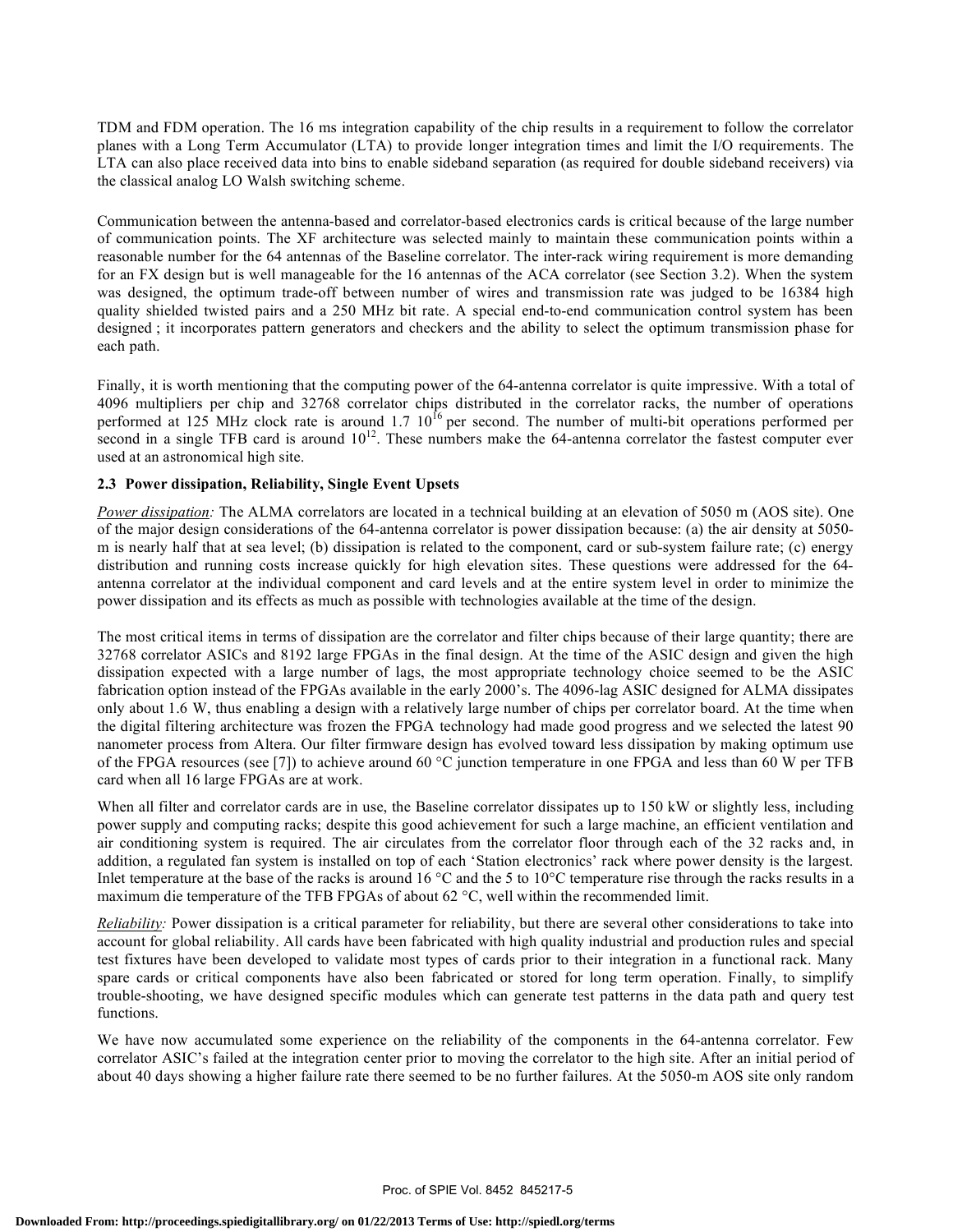TDM and FDM operation. The 16 ms integration capability of the chip results in a requirement to follow the correlator planes with a Long Term Accumulator (LTA) to provide longer integration times and limit the I/O requirements. The LTA can also place received data into bins to enable sideband separation (as required for double sideband receivers) via the classical analog LO Walsh switching scheme.

Communication between the antenna-based and correlator-based electronics cards is critical because of the large number of communication points. The XF architecture was selected mainly to maintain these communication points within a reasonable number for the 64 antennas of the Baseline correlator. The inter-rack wiring requirement is more demanding for an FX design but is well manageable for the 16 antennas of the ACA correlator (see Section 3.2). When the system was designed, the optimum trade-off between number of wires and transmission rate was judged to be 16384 high quality shielded twisted pairs and a 250 MHz bit rate. A special end-to-end communication control system has been designed ; it incorporates pattern generators and checkers and the ability to select the optimum transmission phase for each path.

Finally, it is worth mentioning that the computing power of the 64-antenna correlator is quite impressive. With a total of 4096 multipliers per chip and 32768 correlator chips distributed in the correlator racks, the number of operations performed at 125 MHz clock rate is around $1.7\ 10^{16}$ per second. The number of multi-bit operations performed per second in a single TFB card is around $10^{12}$. These numbers make the 64-antenna correlator the fastest computer ever used at an astronomical high site.

### 2.3 Power dissipation, Reliability, Single Event Upsets

*Power dissipation:* The ALMA correlators are located in a technical building at an elevation of 5050 m (AOS site). One of the major design considerations of the 64-antenna correlator is power dissipation because: (a) the air density at 5050-m is nearly half that at sea level; (b) dissipation is related to the component, card or sub-system failure rate; (c) energy distribution and running costs increase quickly for high elevation sites. These questions were addressed for the 64-antenna correlator at the individual component and card levels and at the entire system level in order to minimize the power dissipation and its effects as much as possible with technologies available at the time of the design.

The most critical items in terms of dissipation are the correlator and filter chips because of their large quantity; there are 32768 correlator ASICs and 8192 large FPGAs in the final design. At the time of the ASIC design and given the high dissipation expected with a large number of lags, the most appropriate technology choice seemed to be the ASIC fabrication option instead of the FPGAs available in the early 2000's. The 4096-lag ASIC designed for ALMA dissipates only about 1.6 W, thus enabling a design with a relatively large number of chips per correlator board. At the time when the digital filtering architecture was frozen the FPGA technology had made good progress and we selected the latest 90 nanometer process from Altera. Our filter firmware design has evolved toward less dissipation by making optimum use of the FPGA resources (see [7]) to achieve around 60 °C junction temperature in one FPGA and less than 60 W per TFB card when all 16 large FPGAs are at work.

When all filter and correlator cards are in use, the Baseline correlator dissipates up to 150 kW or slightly less, including power supply and computing racks; despite this good achievement for such a large machine, an efficient ventilation and air conditioning system is required. The air circulates from the correlator floor through each of the 32 racks and, in addition, a regulated fan system is installed on top of each 'Station electronics' rack where power density is the largest. Inlet temperature at the base of the racks is around 16 °C and the 5 to 10°C temperature rise through the racks results in a maximum die temperature of the TFB FPGAs of about 62 °C, well within the recommended limit.

*Reliability:* Power dissipation is a critical parameter for reliability, but there are several other considerations to take into account for global reliability. All cards have been fabricated with high quality industrial and production rules and special test fixtures have been developed to validate most types of cards prior to their integration in a functional rack. Many spare cards or critical components have also been fabricated or stored for long term operation. Finally, to simplify trouble-shooting, we have designed specific modules which can generate test patterns in the data path and query test functions.

We have now accumulated some experience on the reliability of the components in the 64-antenna correlator. Few correlator ASIC's failed at the integration center prior to moving the correlator to the high site. After an initial period of about 40 days showing a higher failure rate there seemed to be no further failures. At the 5050-m AOS site only random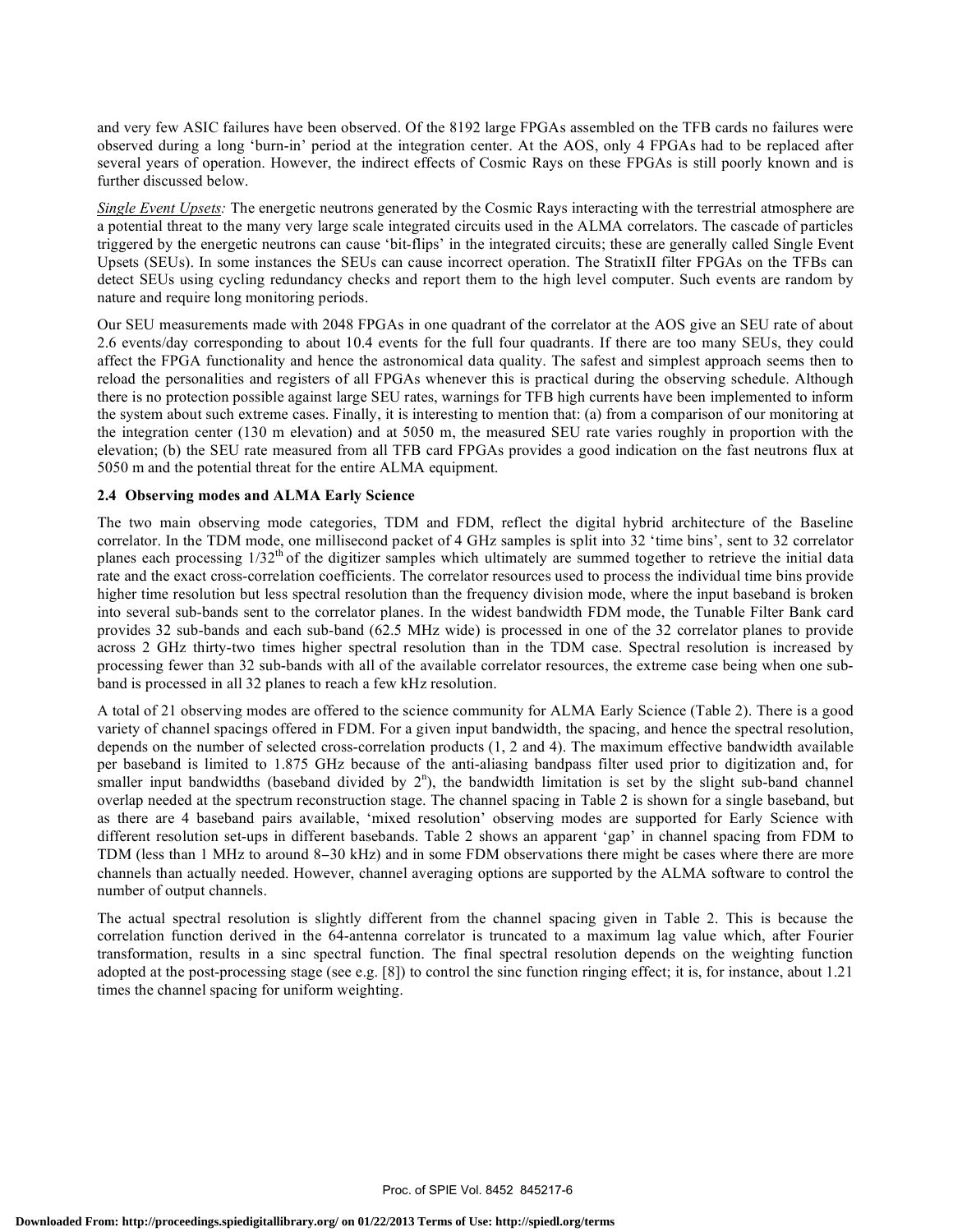and very few ASIC failures have been observed. Of the 8192 large FPGAs assembled on the TFB cards no failures were observed during a long 'burn-in' period at the integration center. At the AOS, only 4 FPGAs had to be replaced after several years of operation. However, the indirect effects of Cosmic Rays on these FPGAs is still poorly known and is further discussed below.

*Single Event Upsets:* The energetic neutrons generated by the Cosmic Rays interacting with the terrestrial atmosphere are a potential threat to the many very large scale integrated circuits used in the ALMA correlators. The cascade of particles triggered by the energetic neutrons can cause 'bit-flips' in the integrated circuits; these are generally called Single Event Upsets (SEUs). In some instances the SEUs can cause incorrect operation. The StratixII filter FPGAs on the TFBs can detect SEUs using cycling redundancy checks and report them to the high level computer. Such events are random by nature and require long monitoring periods.

Our SEU measurements made with 2048 FPGAs in one quadrant of the correlator at the AOS give an SEU rate of about 2.6 events/day corresponding to about 10.4 events for the full four quadrants. If there are too many SEUs, they could affect the FPGA functionality and hence the astronomical data quality. The safest and simplest approach seems then to reload the personalities and registers of all FPGAs whenever this is practical during the observing schedule. Although there is no protection possible against large SEU rates, warnings for TFB high currents have been implemented to inform the system about such extreme cases. Finally, it is interesting to mention that: (a) from a comparison of our monitoring at the integration center (130 m elevation) and at 5050 m, the measured SEU rate varies roughly in proportion with the elevation; (b) the SEU rate measured from all TFB card FPGAs provides a good indication on the fast neutrons flux at 5050 m and the potential threat for the entire ALMA equipment.

### 2.4 Observing modes and ALMA Early Science

The two main observing mode categories, TDM and FDM, reflect the digital hybrid architecture of the Baseline correlator. In the TDM mode, one millisecond packet of 4 GHz samples is split into 32 'time bins', sent to 32 correlator planes each processing $1/32^{th}$ of the digitizer samples which ultimately are summed together to retrieve the initial data rate and the exact cross-correlation coefficients. The correlator resources used to process the individual time bins provide higher time resolution but less spectral resolution than the frequency division mode, where the input baseband is broken into several sub-bands sent to the correlator planes. In the widest bandwidth FDM mode, the Tunable Filter Bank card provides 32 sub-bands and each sub-band (62.5 MHz wide) is processed in one of the 32 correlator planes to provide across 2 GHz thirty-two times higher spectral resolution than in the TDM case. Spectral resolution is increased by processing fewer than 32 sub-bands with all of the available correlator resources, the extreme case being when one sub-band is processed in all 32 planes to reach a few kHz resolution.

A total of 21 observing modes are offered to the science community for ALMA Early Science (Table 2). There is a good variety of channel spacings offered in FDM. For a given input bandwidth, the spacing, and hence the spectral resolution, depends on the number of selected cross-correlation products (1, 2 and 4). The maximum effective bandwidth available per baseband is limited to 1.875 GHz because of the anti-aliasing bandpass filter used prior to digitization and, for smaller input bandwidths (baseband divided by $2^n$), the bandwidth limitation is set by the slight sub-band channel overlap needed at the spectrum reconstruction stage. The channel spacing in Table 2 is shown for a single baseband, but as there are 4 baseband pairs available, 'mixed resolution' observing modes are supported for Early Science with different resolution set-ups in different basebands. Table 2 shows an apparent 'gap' in channel spacing from FDM to TDM (less than 1 MHz to around 8–30 kHz) and in some FDM observations there might be cases where there are more channels than actually needed. However, channel averaging options are supported by the ALMA software to control the number of output channels.

The actual spectral resolution is slightly different from the channel spacing given in Table 2. This is because the correlation function derived in the 64-antenna correlator is truncated to a maximum lag value which, after Fourier transformation, results in a sinc spectral function. The final spectral resolution depends on the weighting function adopted at the post-processing stage (see e.g. [8]) to control the sinc function ringing effect; it is, for instance, about 1.21 times the channel spacing for uniform weighting.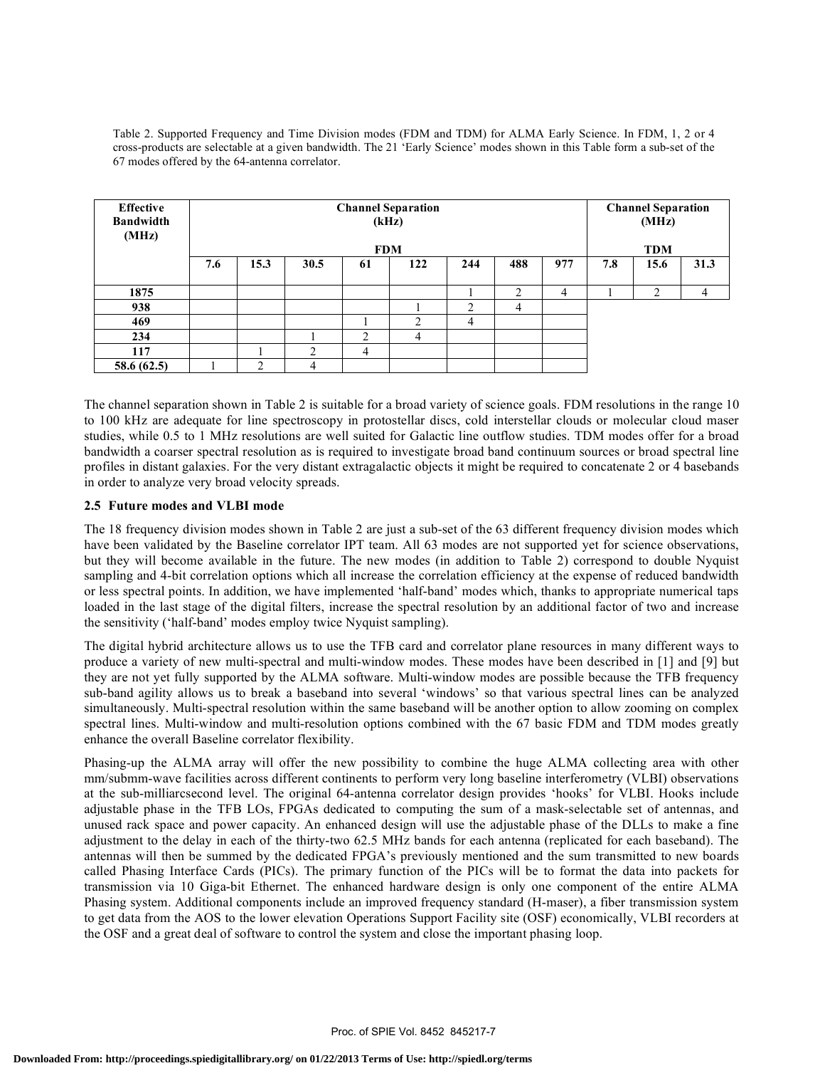Table 2. Supported Frequency and Time Division modes (FDM and TDM) for ALMA Early Science. In FDM, 1, 2 or 4 cross-products are selectable at a given bandwidth. The 21 'Early Science' modes shown in this Table form a sub-set of the 67 modes offered by the 64-antenna correlator.

| Effective Bandwidth (MHz) | Channel Separation (kHz) FDM | | | | | | | | Channel Separation (MHz) TDM | | |
|---|---|---|---|---|---|---|---|---|---|---|---|
| | 7.6 | 15.3 | 30.5 | 61 | 122 | 244 | 488 | 977 | 7.8 | 15.6 | 31.3 |
| 1875 | | | | | | 1 | 2 | 4 | 1 | 2 | 4 |
| 938 | | | | | 1 | 2 | 4 | | | | |
| 469 | | | | 1 | 2 | 4 | | | | | |
| 234 | | | 1 | 2 | 4 | | | | | | |
| 117 | | 1 | 2 | 4 | | | | | | | |
| 58.6 (62.5) | 1 | 2 | 4 | | | | | | | | |

The channel separation shown in Table 2 is suitable for a broad variety of science goals. FDM resolutions in the range 10 to 100 kHz are adequate for line spectroscopy in protostellar discs, cold interstellar clouds or molecular cloud maser studies, while 0.5 to 1 MHz resolutions are well suited for Galactic line outflow studies. TDM modes offer for a broad bandwidth a coarser spectral resolution as is required to investigate broad band continuum sources or broad spectral line profiles in distant galaxies. For the very distant extragalactic objects it might be required to concatenate 2 or 4 basebands in order to analyze very broad velocity spreads.

### 2.5 Future modes and VLBI mode

The 18 frequency division modes shown in Table 2 are just a sub-set of the 63 different frequency division modes which have been validated by the Baseline correlator IPT team. All 63 modes are not supported yet for science observations, but they will become available in the future. The new modes (in addition to Table 2) correspond to double Nyquist sampling and 4-bit correlation options which all increase the correlation efficiency at the expense of reduced bandwidth or less spectral points. In addition, we have implemented 'half-band' modes which, thanks to appropriate numerical taps loaded in the last stage of the digital filters, increase the spectral resolution by an additional factor of two and increase the sensitivity ('half-band' modes employ twice Nyquist sampling).

The digital hybrid architecture allows us to use the TFB card and correlator plane resources in many different ways to produce a variety of new multi-spectral and multi-window modes. These modes have been described in [1] and [9] but they are not yet fully supported by the ALMA software. Multi-window modes are possible because the TFB frequency sub-band agility allows us to break a baseband into several 'windows' so that various spectral lines can be analyzed simultaneously. Multi-spectral resolution within the same baseband will be another option to allow zooming on complex spectral lines. Multi-window and multi-resolution options combined with the 67 basic FDM and TDM modes greatly enhance the overall Baseline correlator flexibility.

Phasing-up the ALMA array will offer the new possibility to combine the huge ALMA collecting area with other mm/submm-wave facilities across different continents to perform very long baseline interferometry (VLBI) observations at the sub-milliarcsecond level. The original 64-antenna correlator design provides 'hooks' for VLBI. Hooks include adjustable phase in the TFB LOs, FPGAs dedicated to computing the sum of a mask-selectable set of antennas, and unused rack space and power capacity. An enhanced design will use the adjustable phase of the DLLs to make a fine adjustment to the delay in each of the thirty-two 62.5 MHz bands for each antenna (replicated for each baseband). The antennas will then be summed by the dedicated FPGA's previously mentioned and the sum transmitted to new boards called Phasing Interface Cards (PICs). The primary function of the PICs will be to format the data into packets for transmission via 10 Giga-bit Ethernet. The enhanced hardware design is only one component of the entire ALMA Phasing system. Additional components include an improved frequency standard (H-maser), a fiber transmission system to get data from the AOS to the lower elevation Operations Support Facility site (OSF) economically, VLBI recorders at the OSF and a great deal of software to control the system and close the important phasing loop.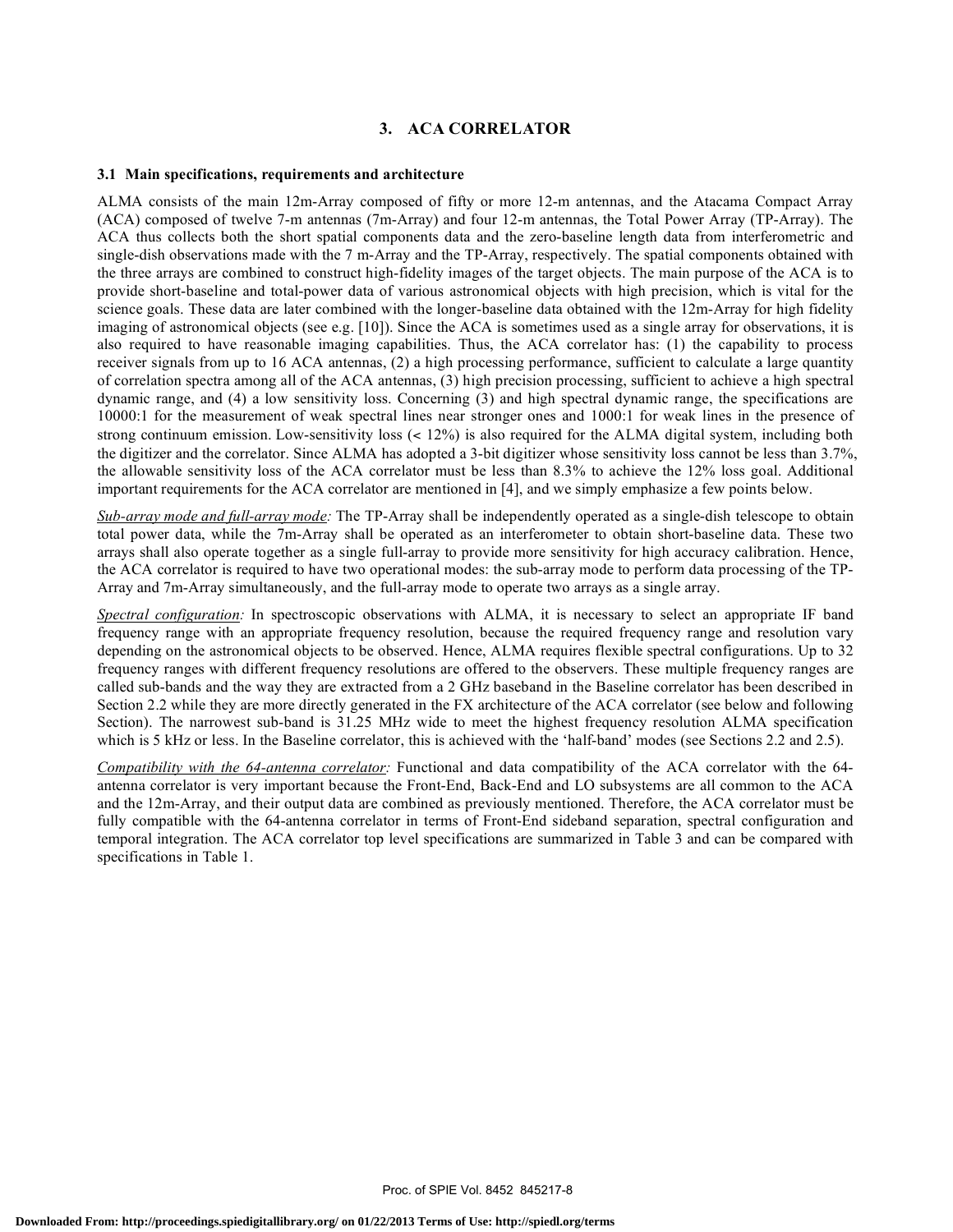## 3. ACA CORRELATOR

### 3.1 Main specifications, requirements and architecture

ALMA consists of the main 12m-Array composed of fifty or more 12-m antennas, and the Atacama Compact Array (ACA) composed of twelve 7-m antennas (7m-Array) and four 12-m antennas, the Total Power Array (TP-Array). The ACA thus collects both the short spatial components data and the zero-baseline length data from interferometric and single-dish observations made with the 7 m-Array and the TP-Array, respectively. The spatial components obtained with the three arrays are combined to construct high-fidelity images of the target objects. The main purpose of the ACA is to provide short-baseline and total-power data of various astronomical objects with high precision, which is vital for the science goals. These data are later combined with the longer-baseline data obtained with the 12m-Array for high fidelity imaging of astronomical objects (see e.g. [10]). Since the ACA is sometimes used as a single array for observations, it is also required to have reasonable imaging capabilities. Thus, the ACA correlator has: (1) the capability to process receiver signals from up to 16 ACA antennas, (2) a high processing performance, sufficient to calculate a large quantity of correlation spectra among all of the ACA antennas, (3) high precision processing, sufficient to achieve a high spectral dynamic range, and (4) a low sensitivity loss. Concerning (3) and high spectral dynamic range, the specifications are 10000:1 for the measurement of weak spectral lines near stronger ones and 1000:1 for weak lines in the presence of strong continuum emission. Low-sensitivity loss (< 12%) is also required for the ALMA digital system, including both the digitizer and the correlator. Since ALMA has adopted a 3-bit digitizer whose sensitivity loss cannot be less than 3.7%, the allowable sensitivity loss of the ACA correlator must be less than 8.3% to achieve the 12% loss goal. Additional important requirements for the ACA correlator are mentioned in [4], and we simply emphasize a few points below.

*Sub-array mode and full-array mode:* The TP-Array shall be independently operated as a single-dish telescope to obtain total power data, while the 7m-Array shall be operated as an interferometer to obtain short-baseline data. These two arrays shall also operate together as a single full-array to provide more sensitivity for high accuracy calibration. Hence, the ACA correlator is required to have two operational modes: the sub-array mode to perform data processing of the TP-Array and 7m-Array simultaneously, and the full-array mode to operate two arrays as a single array.

*Spectral configuration:* In spectroscopic observations with ALMA, it is necessary to select an appropriate IF band frequency range with an appropriate frequency resolution, because the required frequency range and resolution vary depending on the astronomical objects to be observed. Hence, ALMA requires flexible spectral configurations. Up to 32 frequency ranges with different frequency resolutions are offered to the observers. These multiple frequency ranges are called sub-bands and the way they are extracted from a 2 GHz baseband in the Baseline correlator has been described in Section 2.2 while they are more directly generated in the FX architecture of the ACA correlator (see below and following Section). The narrowest sub-band is 31.25 MHz wide to meet the highest frequency resolution ALMA specification which is 5 kHz or less. In the Baseline correlator, this is achieved with the 'half-band' modes (see Sections 2.2 and 2.5).

*Compatibility with the 64-antenna correlator:* Functional and data compatibility of the ACA correlator with the 64-antenna correlator is very important because the Front-End, Back-End and LO subsystems are all common to the ACA and the 12m-Array, and their output data are combined as previously mentioned. Therefore, the ACA correlator must be fully compatible with the 64-antenna correlator in terms of Front-End sideband separation, spectral configuration and temporal integration. The ACA correlator top level specifications are summarized in Table 3 and can be compared with specifications in Table 1.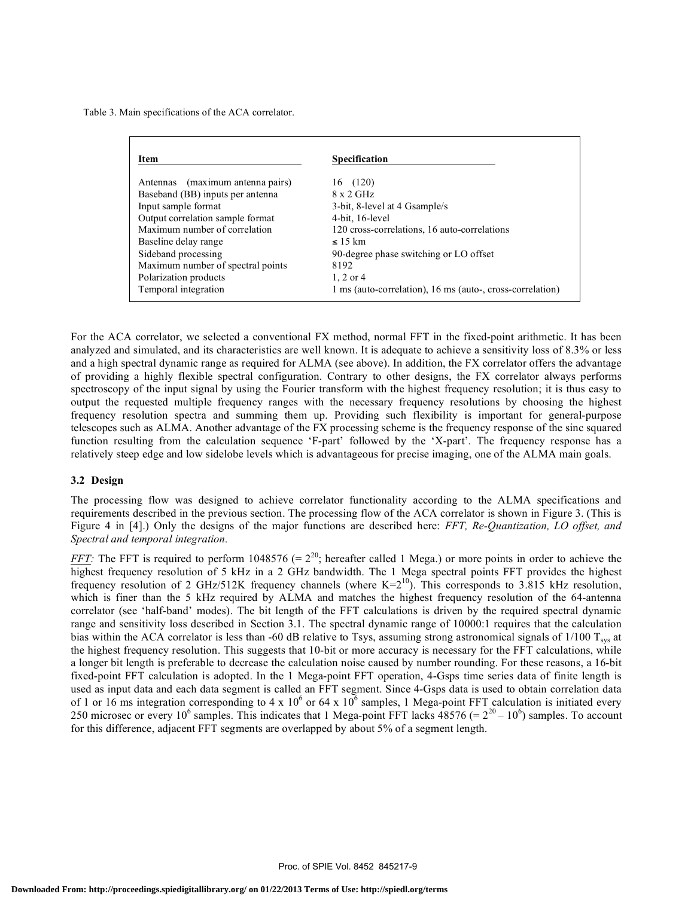Table 3. Main specifications of the ACA correlator.

| Item | Specification |
| --- | --- |
| Antennas (maximum antenna pairs) | 16 (120) |
| Baseband (BB) inputs per antenna | 8 x 2 GHz |
| Input sample format | 3-bit, 8-level at 4 Gsample/s |
| Output correlation sample format | 4-bit, 16-level |
| Maximum number of correlation | 120 cross-correlations, 16 auto-correlations |
| Baseline delay range | ≤ 15 km |
| Sideband processing | 90-degree phase switching or LO offset |
| Maximum number of spectral points | 8192 |
| Polarization products | 1, 2 or 4 |
| Temporal integration | 1 ms (auto-correlation), 16 ms (auto-, cross-correlation) |

For the ACA correlator, we selected a conventional FX method, normal FFT in the fixed-point arithmetic. It has been analyzed and simulated, and its characteristics are well known. It is adequate to achieve a sensitivity loss of 8.3% or less and a high spectral dynamic range as required for ALMA (see above). In addition, the FX correlator offers the advantage of providing a highly flexible spectral configuration. Contrary to other designs, the FX correlator always performs spectroscopy of the input signal by using the Fourier transform with the highest frequency resolution; it is thus easy to output the requested multiple frequency ranges with the necessary frequency resolutions by choosing the highest frequency resolution spectra and summing them up. Providing such flexibility is important for general-purpose telescopes such as ALMA. Another advantage of the FX processing scheme is the frequency response of the sinc squared function resulting from the calculation sequence 'F-part' followed by the 'X-part'. The frequency response has a relatively steep edge and low sidelobe levels which is advantageous for precise imaging, one of the ALMA main goals.

### 3.2 Design

The processing flow was designed to achieve correlator functionality according to the ALMA specifications and requirements described in the previous section. The processing flow of the ACA correlator is shown in Figure 3. (This is Figure 4 in [4].) Only the designs of the major functions are described here: *FFT, Re-Quantization, LO offset, and Spectral and temporal integration.*

*FFT:* The FFT is required to perform 1048576 (= $2^{20}$; hereafter called 1 Mega.) or more points in order to achieve the highest frequency resolution of 5 kHz in a 2 GHz bandwidth. The 1 Mega spectral points FFT provides the highest frequency resolution of 2 GHz/512K frequency channels (where K=$2^{10}$). This corresponds to 3.815 kHz resolution, which is finer than the 5 kHz required by ALMA and matches the highest frequency resolution of the 64-antenna correlator (see 'half-band' modes). The bit length of the FFT calculations is driven by the required spectral dynamic range and sensitivity loss described in Section 3.1. The spectral dynamic range of 10000:1 requires that the calculation bias within the ACA correlator is less than -60 dB relative to Tsys, assuming strong astronomical signals of 1/100 $T_{sys}$ at the highest frequency resolution. This suggests that 10-bit or more accuracy is necessary for the FFT calculations, while a longer bit length is preferable to decrease the calculation noise caused by number rounding. For these reasons, a 16-bit fixed-point FFT calculation is adopted. In the 1 Mega-point FFT operation, 4-Gsps time series data of finite length is used as input data and each data segment is called an FFT segment. Since 4-Gsps data is used to obtain correlation data of 1 or 16 ms integration corresponding to 4 x $10^6$ or 64 x $10^6$ samples, 1 Mega-point FFT calculation is initiated every 250 microsec or every $10^6$ samples. This indicates that 1 Mega-point FFT lacks 48576 (= $2^{20} – 10^6$) samples. To account for this difference, adjacent FFT segments are overlapped by about 5% of a segment length.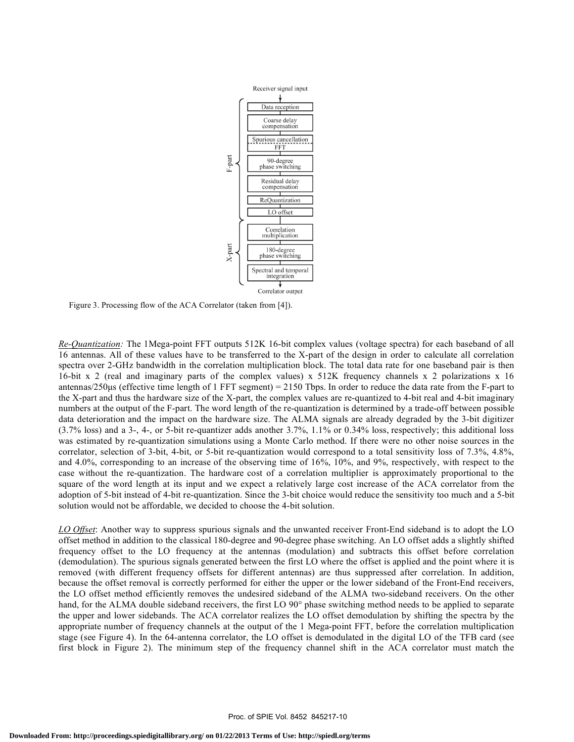Receiver signal input

F-part

Data reception

Coarse delay compensation

Spurious cancellation

FFT

90-degree phase switching

Residual delay compensation

ReQuantization

LO offset

X-part

Correlation multiplication

180-degree phase switching

Spectral and temporal integration

Correlator output

Figure 3. Processing flow of the ACA Correlator (taken from [4]).

*Re-Quantization:* The 1Mega-point FFT outputs 512K 16-bit complex values (voltage spectra) for each baseband of all 16 antennas. All of these values have to be transferred to the X-part of the design in order to calculate all correlation spectra over 2-GHz bandwidth in the correlation multiplication block. The total data rate for one baseband pair is then 16-bit x 2 (real and imaginary parts of the complex values) x 512K frequency channels x 2 polarizations x 16 antennas/250μs (effective time length of 1 FFT segment) = 2150 Tbps. In order to reduce the data rate from the F-part to the X-part and thus the hardware size of the X-part, the complex values are re-quantized to 4-bit real and 4-bit imaginary numbers at the output of the F-part. The word length of the re-quantization is determined by a trade-off between possible data deterioration and the impact on the hardware size. The ALMA signals are already degraded by the 3-bit digitizer (3.7% loss) and a 3-, 4-, or 5-bit re-quantizer adds another 3.7%, 1.1% or 0.34% loss, respectively; this additional loss was estimated by re-quantization simulations using a Monte Carlo method. If there were no other noise sources in the correlator, selection of 3-bit, 4-bit, or 5-bit re-quantization would correspond to a total sensitivity loss of 7.3%, 4.8%, and 4.0%, corresponding to an increase of the observing time of 16%, 10%, and 9%, respectively, with respect to the case without the re-quantization. The hardware cost of a correlation multiplier is approximately proportional to the square of the word length at its input and we expect a relatively large cost increase of the ACA correlator from the adoption of 5-bit instead of 4-bit re-quantization. Since the 3-bit choice would reduce the sensitivity too much and a 5-bit solution would not be affordable, we decided to choose the 4-bit solution.

*LO Offset*: Another way to suppress spurious signals and the unwanted receiver Front-End sideband is to adopt the LO offset method in addition to the classical 180-degree and 90-degree phase switching. An LO offset adds a slightly shifted frequency offset to the LO frequency at the antennas (modulation) and subtracts this offset before correlation (demodulation). The spurious signals generated between the first LO where the offset is applied and the point where it is removed (with different frequency offsets for different antennas) are thus suppressed after correlation. In addition, because the offset removal is correctly performed for either the upper or the lower sideband of the Front-End receivers, the LO offset method efficiently removes the undesired sideband of the ALMA two-sideband receivers. On the other hand, for the ALMA double sideband receivers, the first LO 90° phase switching method needs to be applied to separate the upper and lower sidebands. The ACA correlator realizes the LO offset demodulation by shifting the spectra by the appropriate number of frequency channels at the output of the 1 Mega-point FFT, before the correlation multiplication stage (see Figure 4). In the 64-antenna correlator, the LO offset is demodulated in the digital LO of the TFB card (see first block in Figure 2). The minimum step of the frequency channel shift in the ACA correlator must match the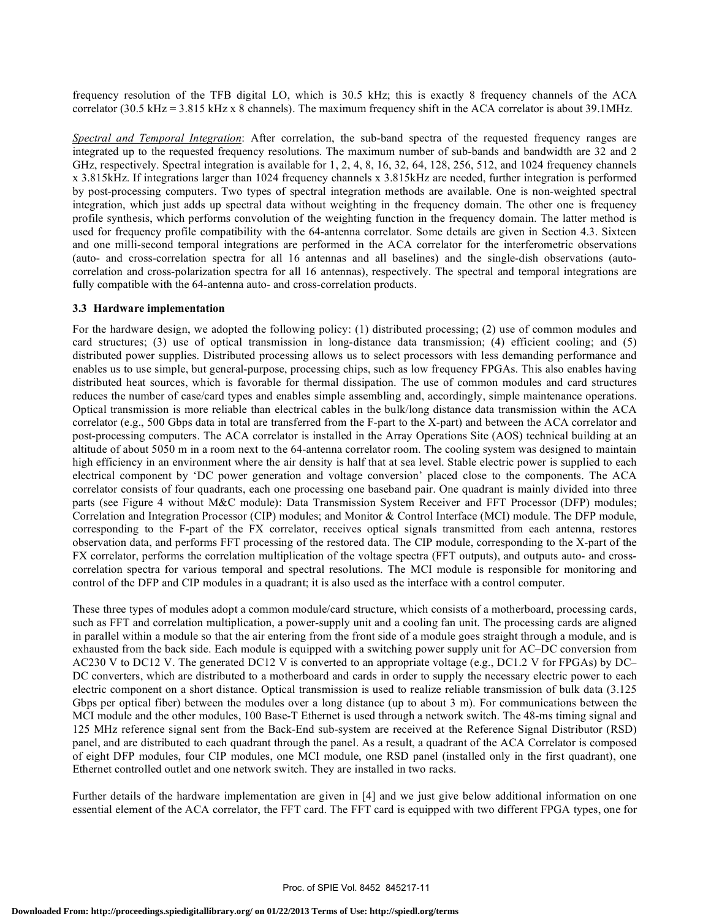frequency resolution of the TFB digital LO, which is 30.5 kHz; this is exactly 8 frequency channels of the ACA correlator (30.5 kHz = 3.815 kHz x 8 channels). The maximum frequency shift in the ACA correlator is about 39.1MHz.

*Spectral and Temporal Integration*: After correlation, the sub-band spectra of the requested frequency ranges are integrated up to the requested frequency resolutions. The maximum number of sub-bands and bandwidth are 32 and 2 GHz, respectively. Spectral integration is available for 1, 2, 4, 8, 16, 32, 64, 128, 256, 512, and 1024 frequency channels x 3.815kHz. If integrations larger than 1024 frequency channels x 3.815kHz are needed, further integration is performed by post-processing computers. Two types of spectral integration methods are available. One is non-weighted spectral integration, which just adds up spectral data without weighting in the frequency domain. The other one is frequency profile synthesis, which performs convolution of the weighting function in the frequency domain. The latter method is used for frequency profile compatibility with the 64-antenna correlator. Some details are given in Section 4.3. Sixteen and one milli-second temporal integrations are performed in the ACA correlator for the interferometric observations (auto- and cross-correlation spectra for all 16 antennas and all baselines) and the single-dish observations (auto-correlation and cross-polarization spectra for all 16 antennas), respectively. The spectral and temporal integrations are fully compatible with the 64-antenna auto- and cross-correlation products.

### 3.3 Hardware implementation

For the hardware design, we adopted the following policy: (1) distributed processing; (2) use of common modules and card structures; (3) use of optical transmission in long-distance data transmission; (4) efficient cooling; and (5) distributed power supplies. Distributed processing allows us to select processors with less demanding performance and enables us to use simple, but general-purpose, processing chips, such as low frequency FPGAs. This also enables having distributed heat sources, which is favorable for thermal dissipation. The use of common modules and card structures reduces the number of case/card types and enables simple assembling and, accordingly, simple maintenance operations. Optical transmission is more reliable than electrical cables in the bulk/long distance data transmission within the ACA correlator (e.g., 500 Gbps data in total are transferred from the F-part to the X-part) and between the ACA correlator and post-processing computers. The ACA correlator is installed in the Array Operations Site (AOS) technical building at an altitude of about 5050 m in a room next to the 64-antenna correlator room. The cooling system was designed to maintain high efficiency in an environment where the air density is half that at sea level. Stable electric power is supplied to each electrical component by 'DC power generation and voltage conversion' placed close to the components. The ACA correlator consists of four quadrants, each one processing one baseband pair. One quadrant is mainly divided into three parts (see Figure 4 without M&C module): Data Transmission System Receiver and FFT Processor (DFP) modules; Correlation and Integration Processor (CIP) modules; and Monitor & Control Interface (MCI) module. The DFP module, corresponding to the F-part of the FX correlator, receives optical signals transmitted from each antenna, restores observation data, and performs FFT processing of the restored data. The CIP module, corresponding to the X-part of the FX correlator, performs the correlation multiplication of the voltage spectra (FFT outputs), and outputs auto- and cross-correlation spectra for various temporal and spectral resolutions. The MCI module is responsible for monitoring and control of the DFP and CIP modules in a quadrant; it is also used as the interface with a control computer.

These three types of modules adopt a common module/card structure, which consists of a motherboard, processing cards, such as FFT and correlation multiplication, a power-supply unit and a cooling fan unit. The processing cards are aligned in parallel within a module so that the air entering from the front side of a module goes straight through a module, and is exhausted from the back side. Each module is equipped with a switching power supply unit for AC–DC conversion from AC230 V to DC12 V. The generated DC12 V is converted to an appropriate voltage (e.g., DC1.2 V for FPGAs) by DC–DC converters, which are distributed to a motherboard and cards in order to supply the necessary electric power to each electric component on a short distance. Optical transmission is used to realize reliable transmission of bulk data (3.125 Gbps per optical fiber) between the modules over a long distance (up to about 3 m). For communications between the MCI module and the other modules, 100 Base-T Ethernet is used through a network switch. The 48-ms timing signal and 125 MHz reference signal sent from the Back-End sub-system are received at the Reference Signal Distributor (RSD) panel, and are distributed to each quadrant through the panel. As a result, a quadrant of the ACA Correlator is composed of eight DFP modules, four CIP modules, one MCI module, one RSD panel (installed only in the first quadrant), one Ethernet controlled outlet and one network switch. They are installed in two racks.

Further details of the hardware implementation are given in [4] and we just give below additional information on one essential element of the ACA correlator, the FFT card. The FFT card is equipped with two different FPGA types, one for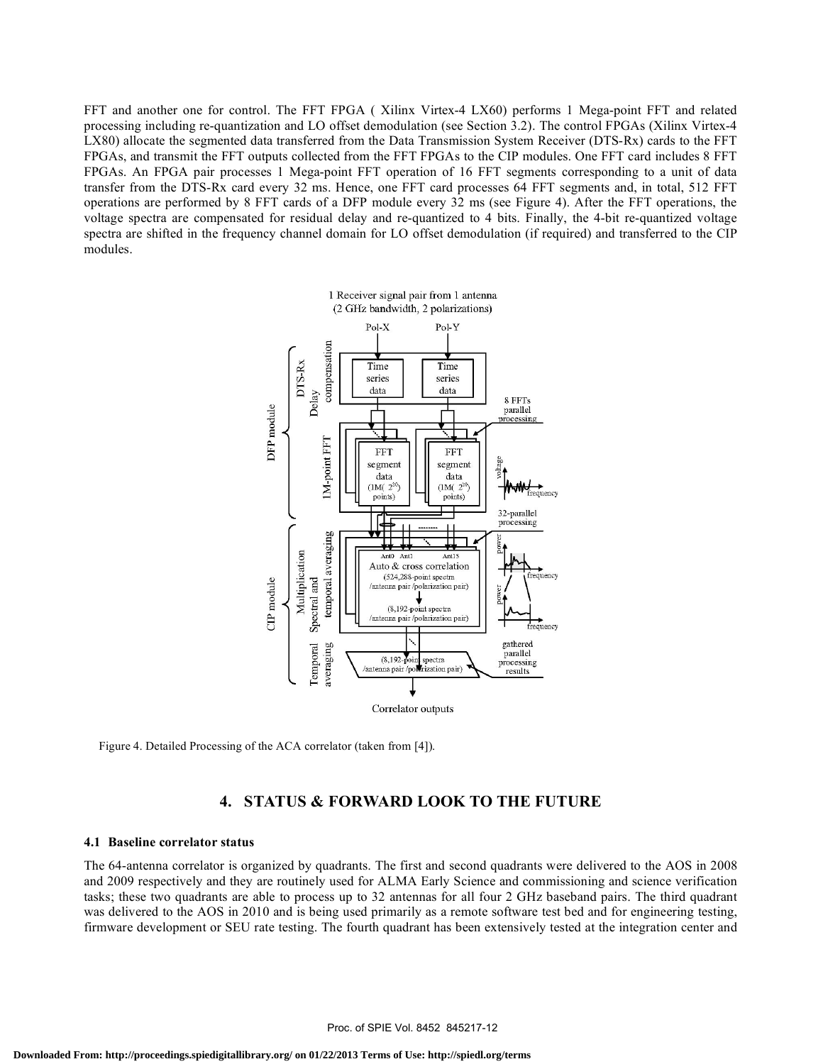FFT and another one for control. The FFT FPGA ( Xilinx Virtex-4 LX60) performs 1 Mega-point FFT and related processing including re-quantization and LO offset demodulation (see Section 3.2). The control FPGAs (Xilinx Virtex-4 LX80) allocate the segmented data transferred from the Data Transmission System Receiver (DTS-Rx) cards to the FFT FPGAs, and transmit the FFT outputs collected from the FFT FPGAs to the CIP modules. One FFT card includes 8 FFT FPGAs. An FPGA pair processes 1 Mega-point FFT operation of 16 FFT segments corresponding to a unit of data transfer from the DTS-Rx card every 32 ms. Hence, one FFT card processes 64 FFT segments and, in total, 512 FFT operations are performed by 8 FFT cards of a DFP module every 32 ms (see Figure 4). After the FFT operations, the voltage spectra are compensated for residual delay and re-quantized to 4 bits. Finally, the 4-bit re-quantized voltage spectra are shifted in the frequency channel domain for LO offset demodulation (if required) and transferred to the CIP modules.

1 Receiver signal pair from 1 antenna
(2 GHz bandwidth, 2 polarizations)

Pol-X
Pol-Y

DFP module
DTS-Rx
Delay compensation
Time series data
Time series data

8 FFTs parallel processing

1M-point FFT
FFT segment data (1M( $2^{20}$) points)
FFT segment data (1M( $2^{20}$) points)

voltage
frequency

32-parallel processing

CIP module
Multiplication
Spectral and temporal averaging
Ant0 Ant1 Ant15
Auto & cross correlation
(524,288-point spectra /antenna pair /polarization pair)
(8,192-point spectra /antenna pair /polarization pair)

power
frequency
power
frequency

Temporal averaging
(8,192-point spectra /antenna pair /polarization pair)
gathered parallel processing results

Correlator outputs

Figure 4. Detailed Processing of the ACA correlator (taken from [4]).

## 4. STATUS & FORWARD LOOK TO THE FUTURE

### 4.1 Baseline correlator status

The 64-antenna correlator is organized by quadrants. The first and second quadrants were delivered to the AOS in 2008 and 2009 respectively and they are routinely used for ALMA Early Science and commissioning and science verification tasks; these two quadrants are able to process up to 32 antennas for all four 2 GHz baseband pairs. The third quadrant was delivered to the AOS in 2010 and is being used primarily as a remote software test bed and for engineering testing, firmware development or SEU rate testing. The fourth quadrant has been extensively tested at the integration center and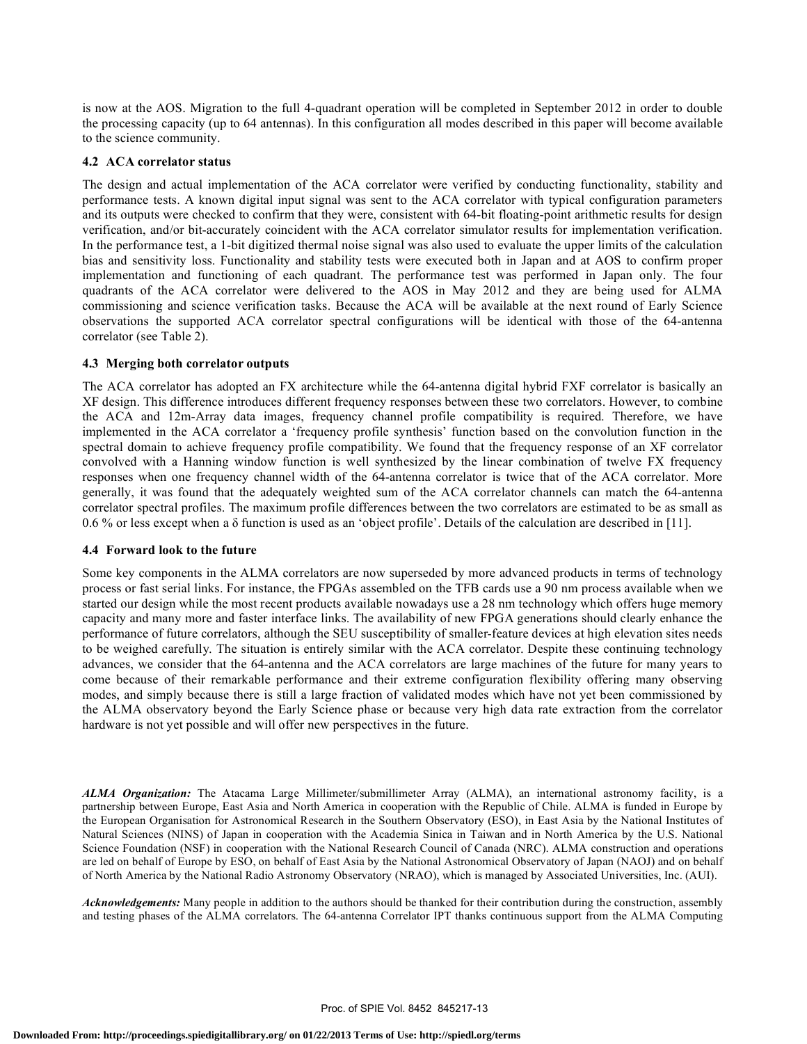is now at the AOS. Migration to the full 4-quadrant operation will be completed in September 2012 in order to double the processing capacity (up to 64 antennas). In this configuration all modes described in this paper will become available to the science community.

### 4.2 ACA correlator status

The design and actual implementation of the ACA correlator were verified by conducting functionality, stability and performance tests. A known digital input signal was sent to the ACA correlator with typical configuration parameters and its outputs were checked to confirm that they were, consistent with 64-bit floating-point arithmetic results for design verification, and/or bit-accurately coincident with the ACA correlator simulator results for implementation verification. In the performance test, a 1-bit digitized thermal noise signal was also used to evaluate the upper limits of the calculation bias and sensitivity loss. Functionality and stability tests were executed both in Japan and at AOS to confirm proper implementation and functioning of each quadrant. The performance test was performed in Japan only. The four quadrants of the ACA correlator were delivered to the AOS in May 2012 and they are being used for ALMA commissioning and science verification tasks. Because the ACA will be available at the next round of Early Science observations the supported ACA correlator spectral configurations will be identical with those of the 64-antenna correlator (see Table 2).

### 4.3 Merging both correlator outputs

The ACA correlator has adopted an FX architecture while the 64-antenna digital hybrid FXF correlator is basically an XF design. This difference introduces different frequency responses between these two correlators. However, to combine the ACA and 12m-Array data images, frequency channel profile compatibility is required. Therefore, we have implemented in the ACA correlator a 'frequency profile synthesis' function based on the convolution function in the spectral domain to achieve frequency profile compatibility. We found that the frequency response of an XF correlator convolved with a Hanning window function is well synthesized by the linear combination of twelve FX frequency responses when one frequency channel width of the 64-antenna correlator is twice that of the ACA correlator. More generally, it was found that the adequately weighted sum of the ACA correlator channels can match the 64-antenna correlator spectral profiles. The maximum profile differences between the two correlators are estimated to be as small as 0.6 % or less except when a $\delta$ function is used as an 'object profile'. Details of the calculation are described in [11].

### 4.4 Forward look to the future

Some key components in the ALMA correlators are now superseded by more advanced products in terms of technology process or fast serial links. For instance, the FPGAs assembled on the TFB cards use a 90 nm process available when we started our design while the most recent products available nowadays use a 28 nm technology which offers huge memory capacity and many more and faster interface links. The availability of new FPGA generations should clearly enhance the performance of future correlators, although the SEU susceptibility of smaller-feature devices at high elevation sites needs to be weighed carefully. The situation is entirely similar with the ACA correlator. Despite these continuing technology advances, we consider that the 64-antenna and the ACA correlators are large machines of the future for many years to come because of their remarkable performance and their extreme configuration flexibility offering many observing modes, and simply because there is still a large fraction of validated modes which have not yet been commissioned by the ALMA observatory beyond the Early Science phase or because very high data rate extraction from the correlator hardware is not yet possible and will offer new perspectives in the future.

***ALMA Organization:*** The Atacama Large Millimeter/submillimeter Array (ALMA), an international astronomy facility, is a partnership between Europe, East Asia and North America in cooperation with the Republic of Chile. ALMA is funded in Europe by the European Organisation for Astronomical Research in the Southern Observatory (ESO), in East Asia by the National Institutes of Natural Sciences (NINS) of Japan in cooperation with the Academia Sinica in Taiwan and in North America by the U.S. National Science Foundation (NSF) in cooperation with the National Research Council of Canada (NRC). ALMA construction and operations are led on behalf of Europe by ESO, on behalf of East Asia by the National Astronomical Observatory of Japan (NAOJ) and on behalf of North America by the National Radio Astronomy Observatory (NRAO), which is managed by Associated Universities, Inc. (AUI).

***Acknowledgements:*** Many people in addition to the authors should be thanked for their contribution during the construction, assembly and testing phases of the ALMA correlators. The 64-antenna Correlator IPT thanks continuous support from the ALMA Computing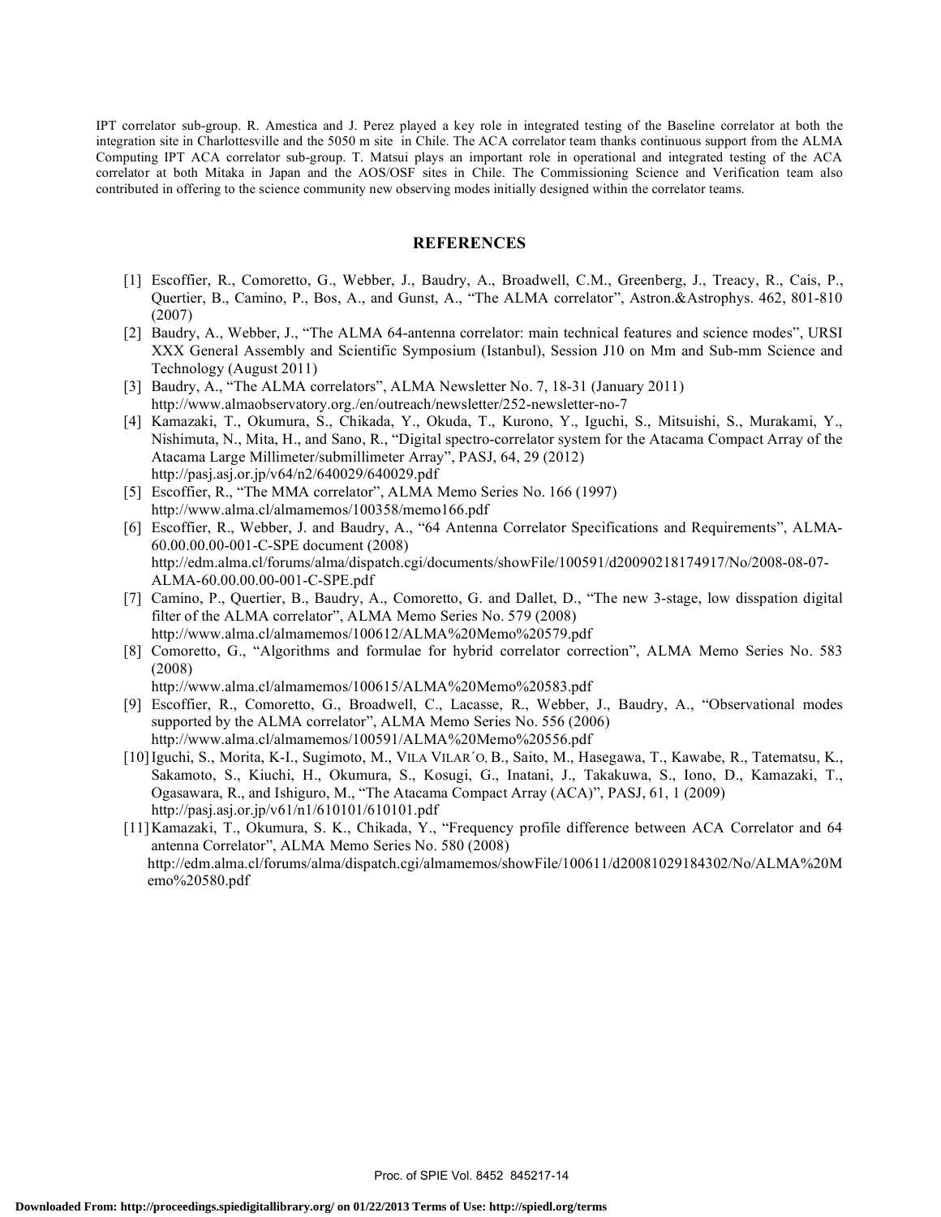IPT correlator sub-group. R. Amestica and J. Perez played a key role in integrated testing of the Baseline correlator at both the integration site in Charlottesville and the 5050 m site in Chile. The ACA correlator team thanks continuous support from the ALMA Computing IPT ACA correlator sub-group. T. Matsui plays an important role in operational and integrated testing of the ACA correlator at both Mitaka in Japan and the AOS/OSF sites in Chile. The Commissioning Science and Verification team also contributed in offering to the science community new observing modes initially designed within the correlator teams.

## REFERENCES

[1] Escoffier, R., Comoretto, G., Webber, J., Baudry, A., Broadwell, C.M., Greenberg, J., Treacy, R., Cais, P., Quertier, B., Camino, P., Bos, A., and Gunst, A., "The ALMA correlator", Astron.&Astrophys. 462, 801-810 (2007)

[2] Baudry, A., Webber, J., "The ALMA 64-antenna correlator: main technical features and science modes", URSI XXX General Assembly and Scientific Symposium (Istanbul), Session J10 on Mm and Sub-mm Science and Technology (August 2011)

[3] Baudry, A., "The ALMA correlators", ALMA Newsletter No. 7, 18-31 (January 2011) http://www.almaobservatory.org./en/outreach/newsletter/252-newsletter-no-7

[4] Kamazaki, T., Okumura, S., Chikada, Y., Okuda, T., Kurono, Y., Iguchi, S., Mitsuishi, S., Murakami, Y., Nishimuta, N., Mita, H., and Sano, R., "Digital spectro-correlator system for the Atacama Compact Array of the Atacama Large Millimeter/submillimeter Array", PASJ, 64, 29 (2012) http://pasj.asj.or.jp/v64/n2/640029/640029.pdf

[5] Escoffier, R., "The MMA correlator", ALMA Memo Series No. 166 (1997) http://www.alma.cl/almamemos/100358/memo166.pdf

[6] Escoffier, R., Webber, J. and Baudry, A., "64 Antenna Correlator Specifications and Requirements", ALMA-60.00.00.00-001-C-SPE document (2008) http://edm.alma.cl/forums/alma/dispatch.cgi/documents/showFile/100591/d20090218174917/No/2008-08-07-ALMA-60.00.00.00-001-C-SPE.pdf

[7] Camino, P., Quertier, B., Baudry, A., Comoretto, G. and Dallet, D., "The new 3-stage, low disspation digital filter of the ALMA correlator", ALMA Memo Series No. 579 (2008) http://www.alma.cl/almamemos/100612/ALMA%20Memo%20579.pdf

[8] Comoretto, G., "Algorithms and formulae for hybrid correlator correction", ALMA Memo Series No. 583 (2008) http://www.alma.cl/almamemos/100615/ALMA%20Memo%20583.pdf

[9] Escoffier, R., Comoretto, G., Broadwell, C., Lacasse, R., Webber, J., Baudry, A., "Observational modes supported by the ALMA correlator", ALMA Memo Series No. 556 (2006) http://www.alma.cl/almamemos/100591/ALMA%20Memo%20556.pdf

[10] Iguchi, S., Morita, K-I., Sugimoto, M., VILA VILAR´O, B., Saito, M., Hasegawa, T., Kawabe, R., Tatematsu, K., Sakamoto, S., Kiuchi, H., Okumura, S., Kosugi, G., Inatani, J., Takakuwa, S., Iono, D., Kamazaki, T., Ogasawara, R., and Ishiguro, M., "The Atacama Compact Array (ACA)", PASJ, 61, 1 (2009) http://pasj.asj.or.jp/v61/n1/610101/610101.pdf

[11] Kamazaki, T., Okumura, S. K., Chikada, Y., "Frequency profile difference between ACA Correlator and 64 antenna Correlator", ALMA Memo Series No. 580 (2008) http://edm.alma.cl/forums/alma/dispatch.cgi/almamemos/showFile/100611/d20081029184302/No/ALMA%20Memo%20580.pdf